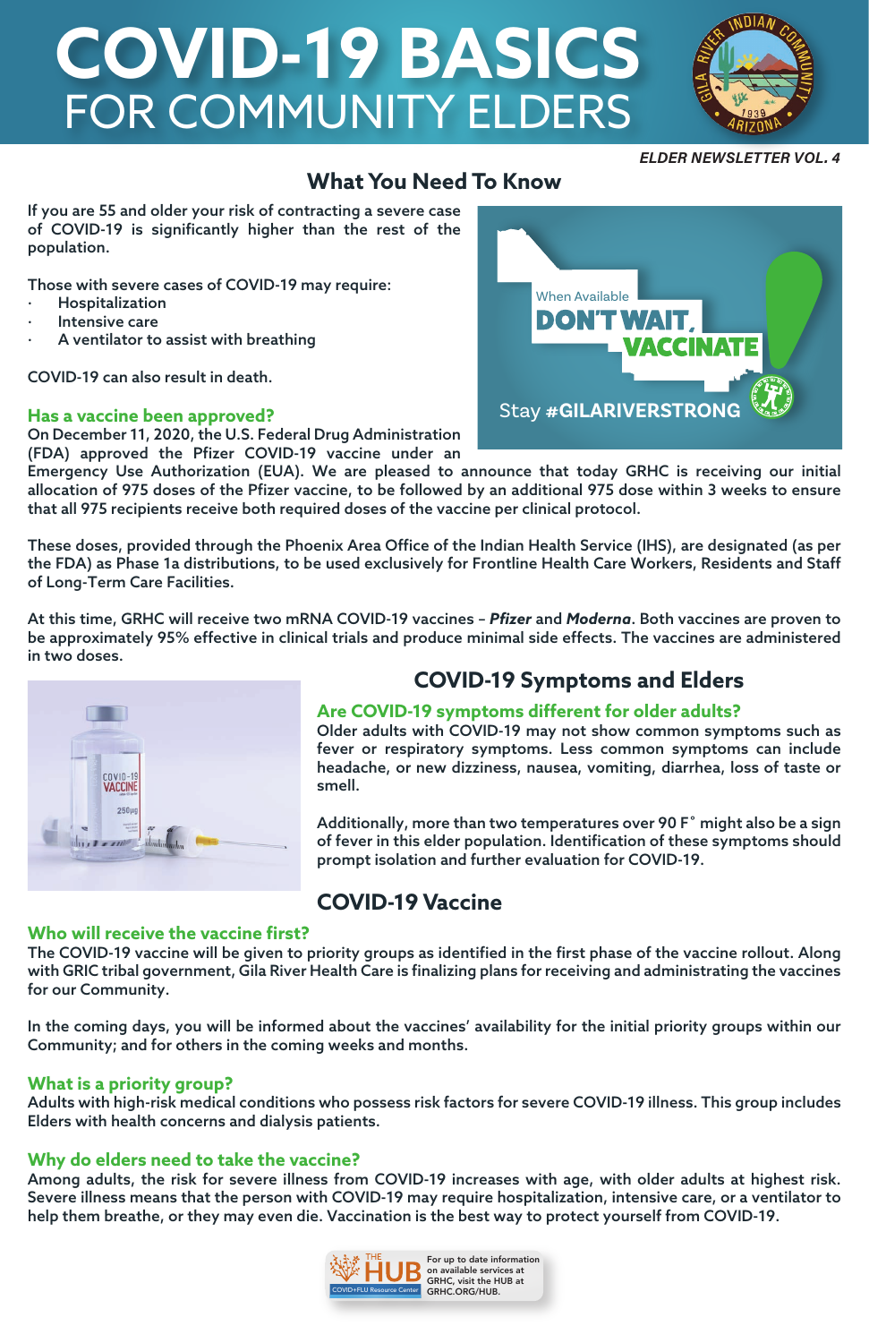# COVID-19 BASICS FOR COMMUNITY ELDERS

***ELDER NEWSLETTER VOL. 4***

## What You Need To Know

If you are 55 and older your risk of contracting a severe case of COVID-19 is significantly higher than the rest of the population.

Those with severe cases of COVID-19 may require:

- Hospitalization
- Intensive care
- A ventilator to assist with breathing

COVID-19 can also result in death.

When Available **DON'T WAIT, VACCINATE!**

Stay **#GILARIVERSTRONG**

### Has a vaccine been approved?

On December 11, 2020, the U.S. Federal Drug Administration (FDA) approved the Pfizer COVID-19 vaccine under an Emergency Use Authorization (EUA). We are pleased to announce that today GRHC is receiving our initial allocation of 975 doses of the Pfizer vaccine, to be followed by an additional 975 dose within 3 weeks to ensure that all 975 recipients receive both required doses of the vaccine per clinical protocol.

These doses, provided through the Phoenix Area Office of the Indian Health Service (IHS), are designated (as per the FDA) as Phase 1a distributions, to be used exclusively for Frontline Health Care Workers, Residents and Staff of Long-Term Care Facilities.

At this time, GRHC will receive two mRNA COVID-19 vaccines – ***Pfizer*** and ***Moderna***. Both vaccines are proven to be approximately 95% effective in clinical trials and produce minimal side effects. The vaccines are administered in two doses.

## COVID-19 Symptoms and Elders

### Are COVID-19 symptoms different for older adults?

Older adults with COVID-19 may not show common symptoms such as fever or respiratory symptoms. Less common symptoms can include headache, or new dizziness, nausea, vomiting, diarrhea, loss of taste or smell.

Additionally, more than two temperatures over 90 F˚ might also be a sign of fever in this elder population. Identification of these symptoms should prompt isolation and further evaluation for COVID-19.

## COVID-19 Vaccine

### Who will receive the vaccine first?

The COVID-19 vaccine will be given to priority groups as identified in the first phase of the vaccine rollout. Along with GRIC tribal government, Gila River Health Care is finalizing plans for receiving and administrating the vaccines for our Community.

In the coming days, you will be informed about the vaccines' availability for the initial priority groups within our Community; and for others in the coming weeks and months.

### What is a priority group?

Adults with high-risk medical conditions who possess risk factors for severe COVID-19 illness. This group includes Elders with health concerns and dialysis patients.

### Why do elders need to take the vaccine?

Among adults, the risk for severe illness from COVID-19 increases with age, with older adults at highest risk. Severe illness means that the person with COVID-19 may require hospitalization, intensive care, or a ventilator to help them breathe, or they may even die. Vaccination is the best way to protect yourself from COVID-19.

THE HUB – COVID+FLU Resource Center

For up to date information on available services at GRHC, visit the HUB at GRHC.ORG/HUB.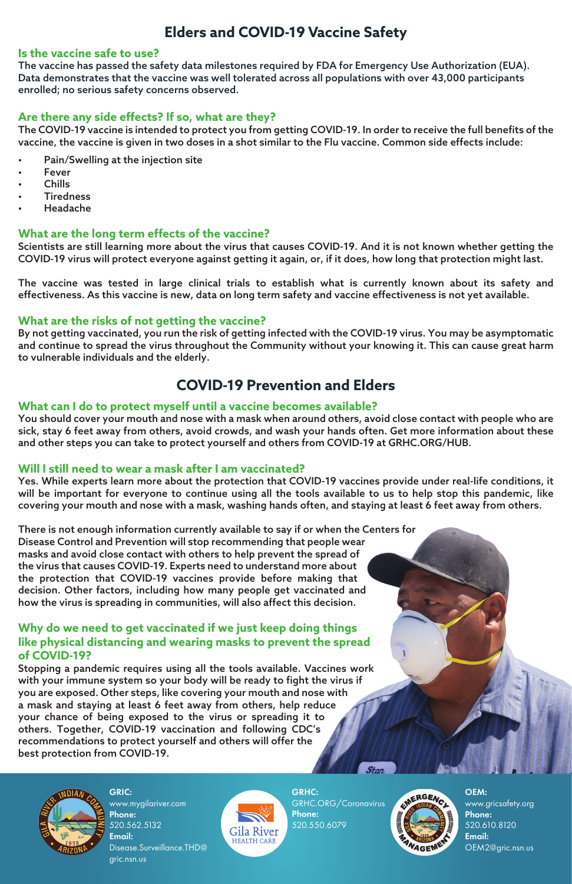# Elders and COVID-19 Vaccine Safety

### Is the vaccine safe to use?

The vaccine has passed the safety data milestones required by FDA for Emergency Use Authorization (EUA). Data demonstrates that the vaccine was well tolerated across all populations with over 43,000 participants enrolled; no serious safety concerns observed.

### Are there any side effects? If so, what are they?

The COVID-19 vaccine is intended to protect you from getting COVID-19. In order to receive the full benefits of the vaccine, the vaccine is given in two doses in a shot similar to the Flu vaccine. Common side effects include:

- Pain/Swelling at the injection site
- Fever
- Chills
- Tiredness
- Headache

### What are the long term effects of the vaccine?

Scientists are still learning more about the virus that causes COVID-19. And it is not known whether getting the COVID-19 virus will protect everyone against getting it again, or, if it does, how long that protection might last.

The vaccine was tested in large clinical trials to establish what is currently known about its safety and effectiveness. As this vaccine is new, data on long term safety and vaccine effectiveness is not yet available.

### What are the risks of not getting the vaccine?

By not getting vaccinated, you run the risk of getting infected with the COVID-19 virus. You may be asymptomatic and continue to spread the virus throughout the Community without your knowing it. This can cause great harm to vulnerable individuals and the elderly.

# COVID-19 Prevention and Elders

### What can I do to protect myself until a vaccine becomes available?

You should cover your mouth and nose with a mask when around others, avoid close contact with people who are sick, stay 6 feet away from others, avoid crowds, and wash your hands often. Get more information about these and other steps you can take to protect yourself and others from COVID-19 at GRHC.ORG/HUB.

### Will I still need to wear a mask after I am vaccinated?

Yes. While experts learn more about the protection that COVID-19 vaccines provide under real-life conditions, it will be important for everyone to continue using all the tools available to us to help stop this pandemic, like covering your mouth and nose with a mask, washing hands often, and staying at least 6 feet away from others.

There is not enough information currently available to say if or when the Centers for Disease Control and Prevention will stop recommending that people wear masks and avoid close contact with others to help prevent the spread of the virus that causes COVID-19. Experts need to understand more about the protection that COVID-19 vaccines provide before making that decision. Other factors, including how many people get vaccinated and how the virus is spreading in communities, will also affect this decision.

### Why do we need to get vaccinated if we just keep doing things like physical distancing and wearing masks to prevent the spread of COVID-19?

Stopping a pandemic requires using all the tools available. Vaccines work with your immune system so your body will be ready to fight the virus if you are exposed. Other steps, like covering your mouth and nose with a mask and staying at least 6 feet away from others, help reduce your chance of being exposed to the virus or spreading it to others. Together, COVID-19 vaccination and following CDC's recommendations to protect yourself and others will offer the best protection from COVID-19.

**GRIC:**
www.mygilariver.com
**Phone:**
520.562.5132
**Email:**
Disease.Surveillance.THD@gric.nsn.us

**GRHC:**
GRHC.ORG/Coronavirus
**Phone:**
520.550.6079

**OEM:**
www.gricsafety.org
**Phone:**
520.610.8120
**Email:**
OEM2@gric.nsn.us